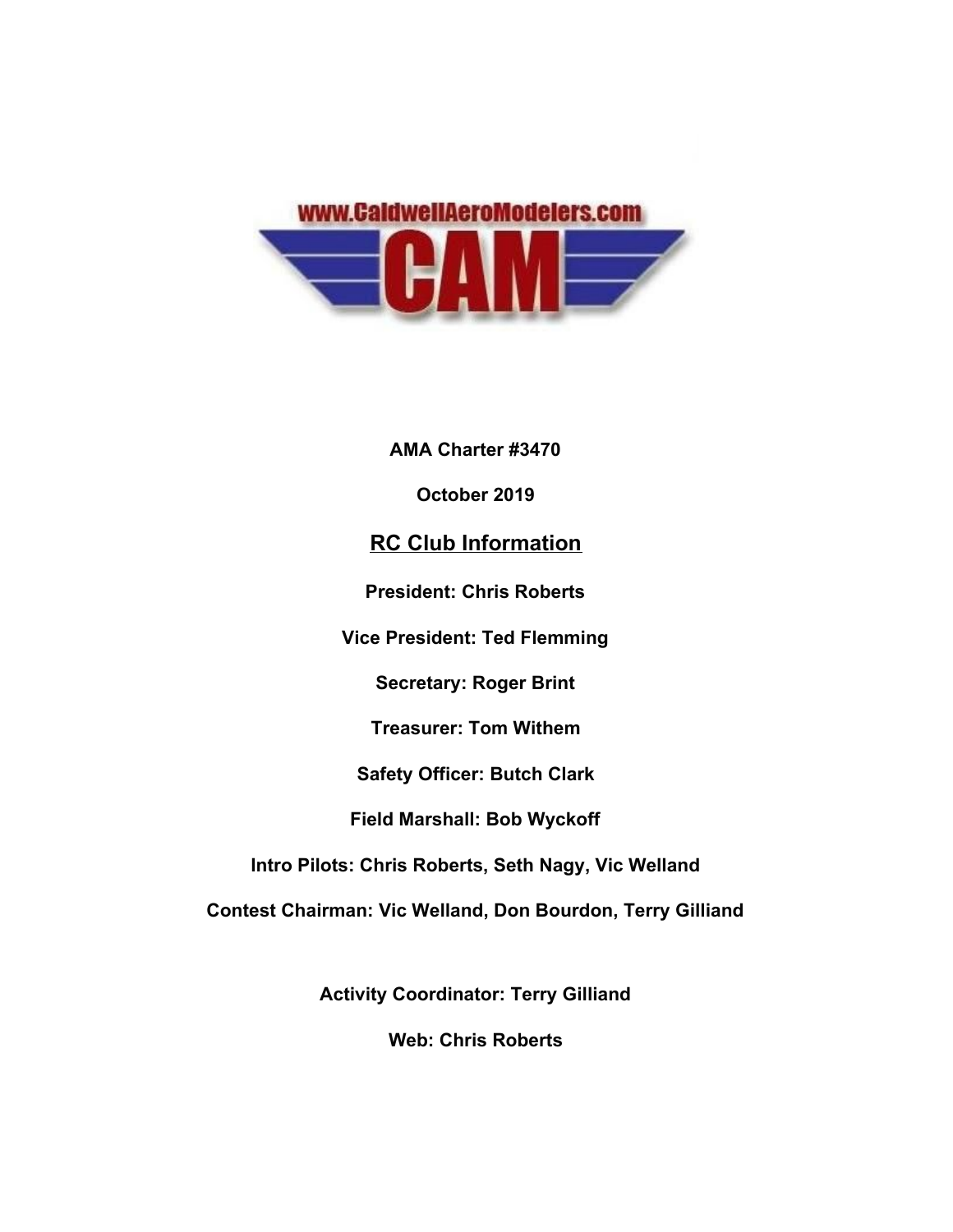www.CaldwellAeroModelers.com

CAM

**AMA Charter #3470**

**October 2019**

## RC Club Information

**President: Chris Roberts**

**Vice President: Ted Flemming**

**Secretary: Roger Brint**

**Treasurer: Tom Withem**

**Safety Officer: Butch Clark**

**Field Marshall: Bob Wyckoff**

**Intro Pilots: Chris Roberts, Seth Nagy, Vic Welland**

**Contest Chairman: Vic Welland, Don Bourdon, Terry Gilliand**

**Activity Coordinator: Terry Gilliand**

**Web: Chris Roberts**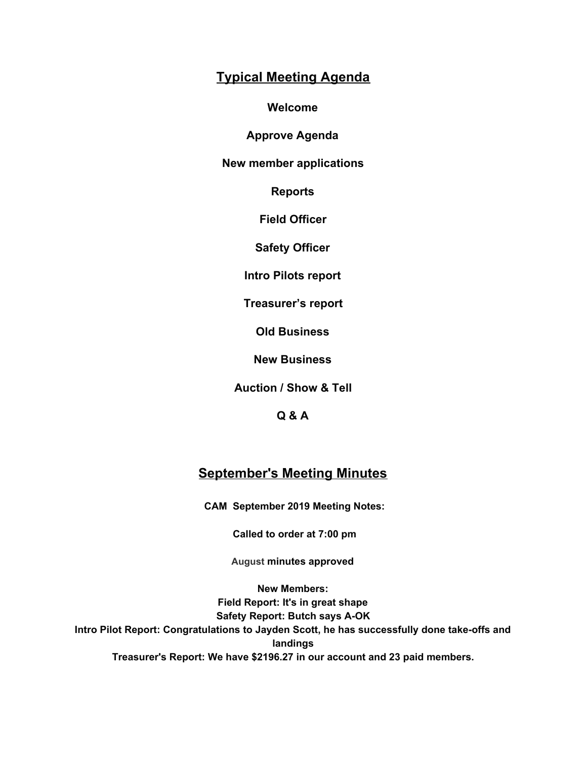## Typical Meeting Agenda

**Welcome**

**Approve Agenda**

**New member applications**

**Reports**

**Field Officer**

**Safety Officer**

**Intro Pilots report**

**Treasurer's report**

**Old Business**

**New Business**

**Auction / Show & Tell**

**Q & A**

## September's Meeting Minutes

**CAM September 2019 Meeting Notes:**

**Called to order at 7:00 pm**

**August minutes approved**

**New Members:**
**Field Report: It's in great shape**
**Safety Report: Butch says A-OK**
**Intro Pilot Report: Congratulations to Jayden Scott, he has successfully done take-offs and landings**
**Treasurer's Report: We have $2196.27 in our account and 23 paid members.**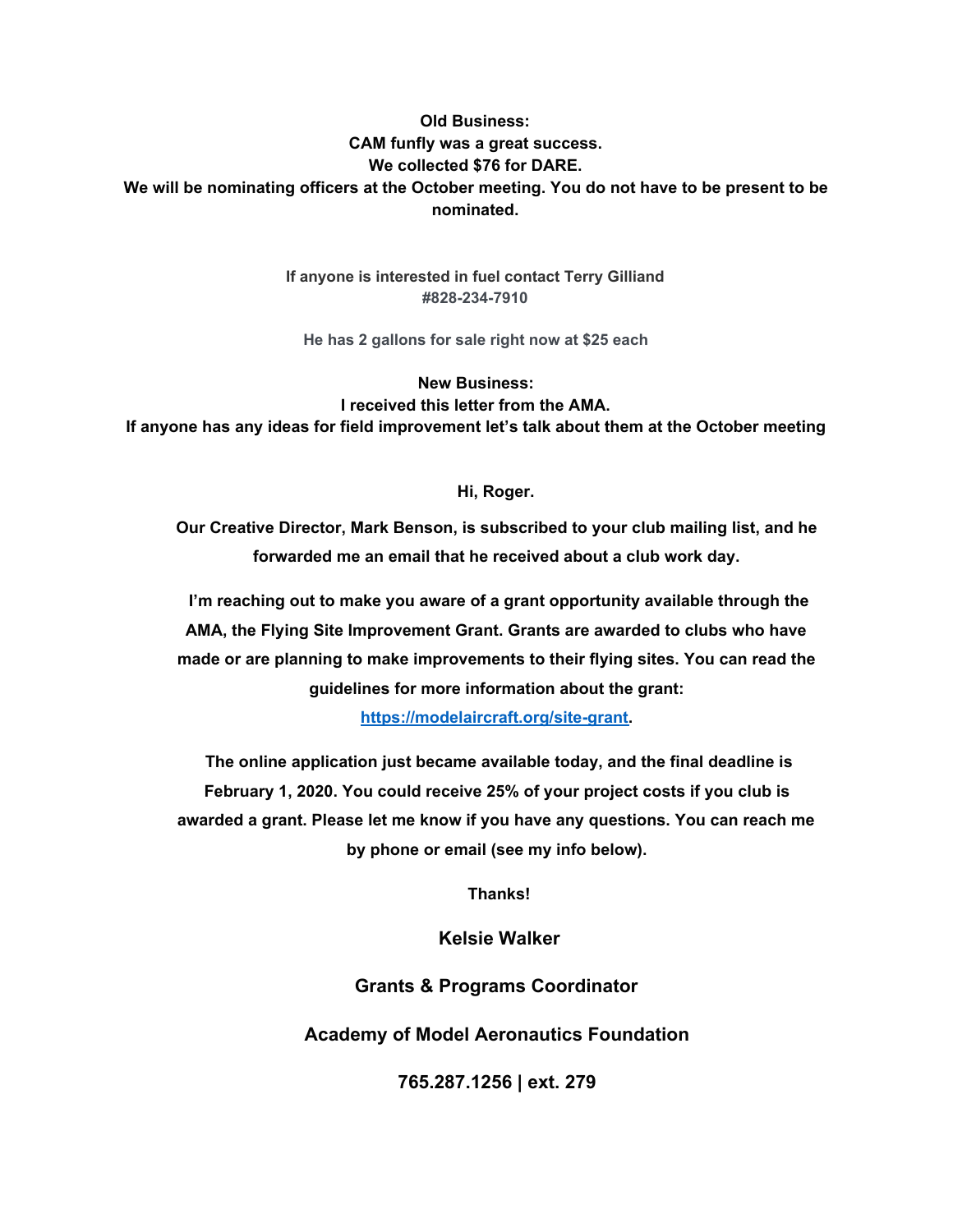**Old Business:**

**CAM funfly was a great success.**

**We collected $76 for DARE.**

**We will be nominating officers at the October meeting. You do not have to be present to be nominated.**

**If anyone is interested in fuel contact Terry Gilliand #828-234-7910**

**He has 2 gallons for sale right now at $25 each**

**New Business:**

**I received this letter from the AMA.**

**If anyone has any ideas for field improvement let's talk about them at the October meeting**

**Hi, Roger.**

**Our Creative Director, Mark Benson, is subscribed to your club mailing list, and he forwarded me an email that he received about a club work day.**

**I'm reaching out to make you aware of a grant opportunity available through the AMA, the Flying Site Improvement Grant. Grants are awarded to clubs who have made or are planning to make improvements to their flying sites. You can read the guidelines for more information about the grant: [https://modelaircraft.org/site-grant](https://modelaircraft.org/site-grant).**

**The online application just became available today, and the final deadline is February 1, 2020. You could receive 25% of your project costs if you club is awarded a grant. Please let me know if you have any questions. You can reach me by phone or email (see my info below).**

**Thanks!**

**Kelsie Walker**

**Grants & Programs Coordinator**

**Academy of Model Aeronautics Foundation**

**765.287.1256 | ext. 279**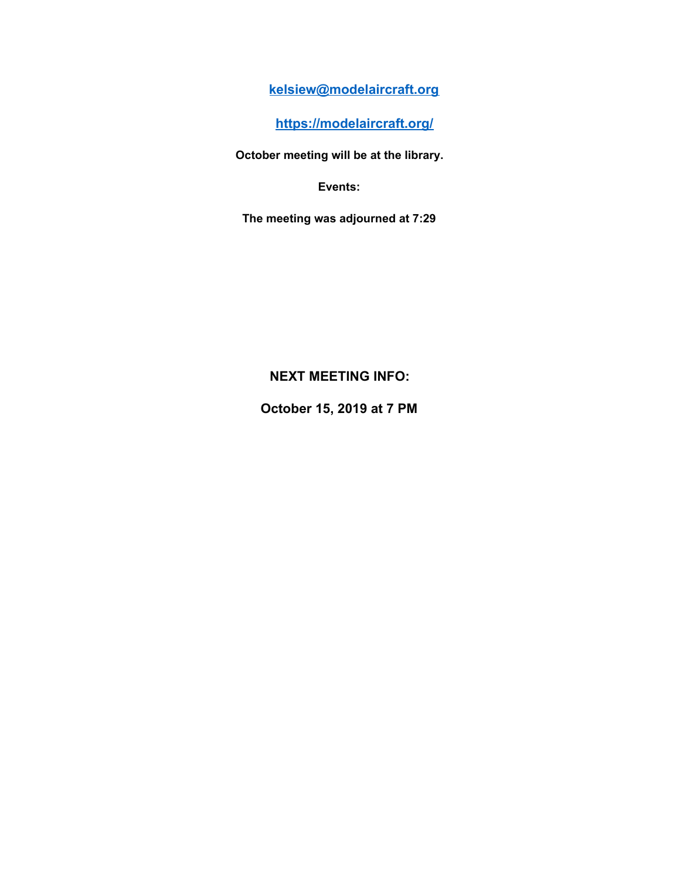**kelsiew@modelaircraft.org**

**https://modelaircraft.org/**

**October meeting will be at the library.**

**Events:**

**The meeting was adjourned at 7:29**

## NEXT MEETING INFO:

## October 15, 2019 at 7 PM